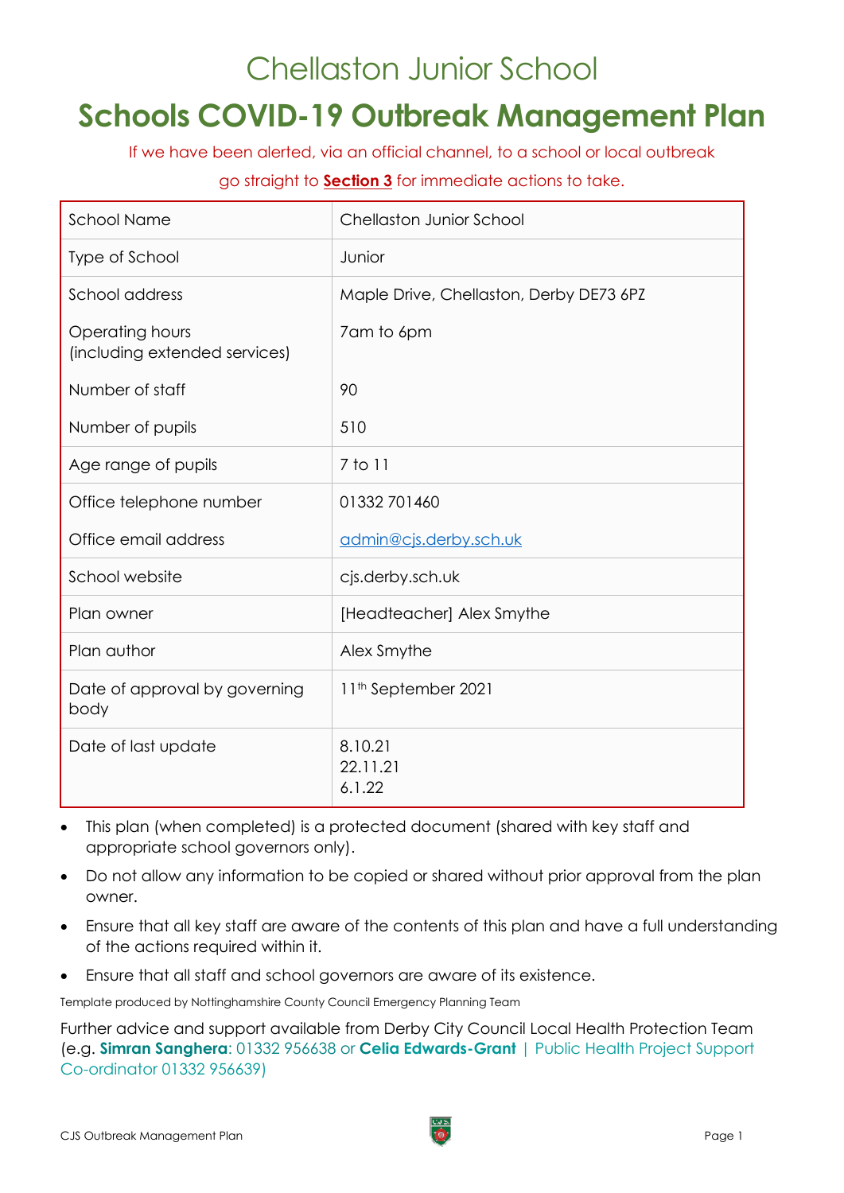# Chellaston Junior School

# Schools COVID-19 Outbreak Management Plan

If we have been alerted, via an official channel, to a school or local outbreak go straight to **Section 3** for immediate actions to take.

| | |
|---|---|
| School Name | Chellaston Junior School |
| Type of School | Junior |
| School address | Maple Drive, Chellaston, Derby DE73 6PZ |
| Operating hours (including extended services) | 7am to 6pm |
| Number of staff | 90 |
| Number of pupils | 510 |
| Age range of pupils | 7 to 11 |
| Office telephone number | 01332 701460 |
| Office email address | admin@cjs.derby.sch.uk |
| School website | cjs.derby.sch.uk |
| Plan owner | [Headteacher] Alex Smythe |
| Plan author | Alex Smythe |
| Date of approval by governing body | 11th September 2021 |
| Date of last update | 8.10.21<br>22.11.21<br>6.1.22 |

- This plan (when completed) is a protected document (shared with key staff and appropriate school governors only).
- Do not allow any information to be copied or shared without prior approval from the plan owner.
- Ensure that all key staff are aware of the contents of this plan and have a full understanding of the actions required within it.
- Ensure that all staff and school governors are aware of its existence.

Template produced by Nottinghamshire County Council Emergency Planning Team

Further advice and support available from Derby City Council Local Health Protection Team (e.g. **Simran Sanghera**: 01332 956638 or **Celia Edwards-Grant** | Public Health Project Support Co-ordinator 01332 956639)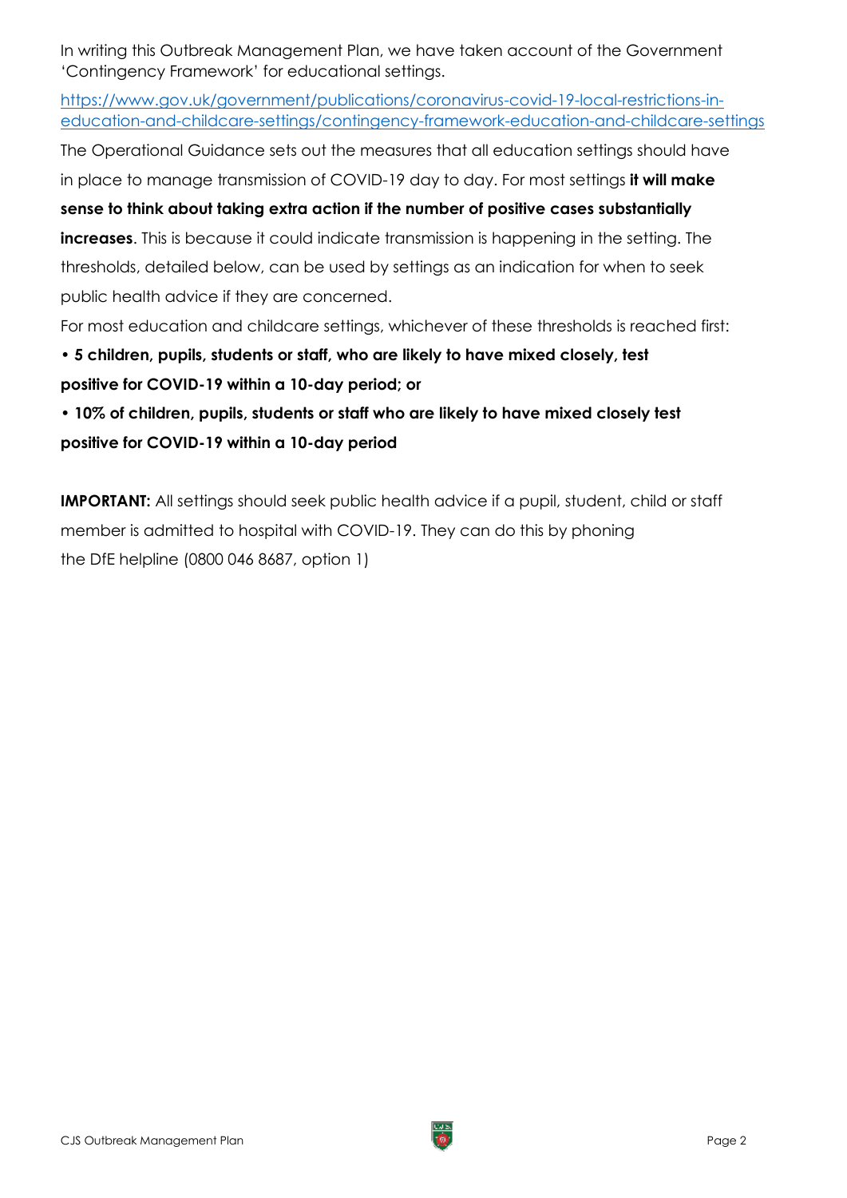In writing this Outbreak Management Plan, we have taken account of the Government 'Contingency Framework' for educational settings.

[https://www.gov.uk/government/publications/coronavirus-covid-19-local-restrictions-in-education-and-childcare-settings/contingency-framework-education-and-childcare-settings](https://www.gov.uk/government/publications/coronavirus-covid-19-local-restrictions-in-education-and-childcare-settings/contingency-framework-education-and-childcare-settings)

The Operational Guidance sets out the measures that all education settings should have in place to manage transmission of COVID-19 day to day. For most settings **it will make sense to think about taking extra action if the number of positive cases substantially increases**. This is because it could indicate transmission is happening in the setting. The thresholds, detailed below, can be used by settings as an indication for when to seek public health advice if they are concerned.

For most education and childcare settings, whichever of these thresholds is reached first:

- **5 children, pupils, students or staff, who are likely to have mixed closely, test positive for COVID-19 within a 10-day period; or**
- **10% of children, pupils, students or staff who are likely to have mixed closely test positive for COVID-19 within a 10-day period**

**IMPORTANT:** All settings should seek public health advice if a pupil, student, child or staff member is admitted to hospital with COVID-19. They can do this by phoning the DfE helpline (0800 046 8687, option 1)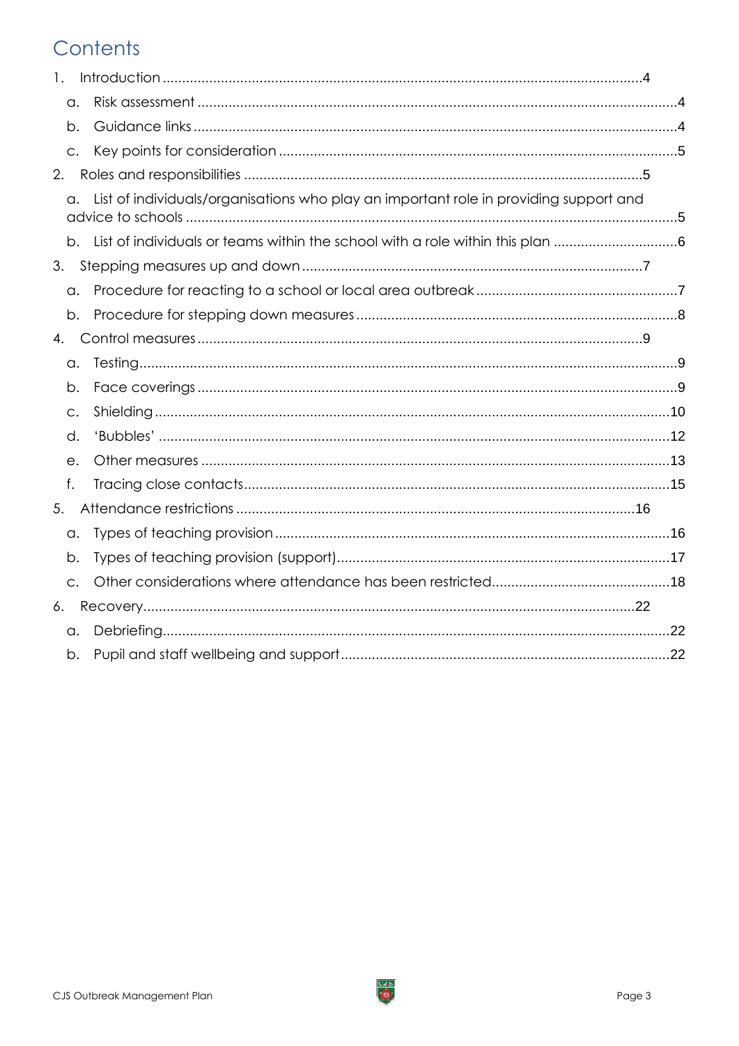# Contents

1. Introduction .....4
   a. Risk assessment .....4
   b. Guidance links .....4
   c. Key points for consideration .....5
2. Roles and responsibilities .....5
   a. List of individuals/organisations who play an important role in providing support and advice to schools .....5
   b. List of individuals or teams within the school with a role within this plan .....6
3. Stepping measures up and down .....7
   a. Procedure for reacting to a school or local area outbreak .....7
   b. Procedure for stepping down measures .....8
4. Control measures .....9
   a. Testing .....9
   b. Face coverings .....9
   c. Shielding .....10
   d. 'Bubbles' .....12
   e. Other measures .....13
   f. Tracing close contacts .....15
5. Attendance restrictions .....16
   a. Types of teaching provision .....16
   b. Types of teaching provision (support) .....17
   c. Other considerations where attendance has been restricted .....18
6. Recovery .....22
   a. Debriefing .....22
   b. Pupil and staff wellbeing and support .....22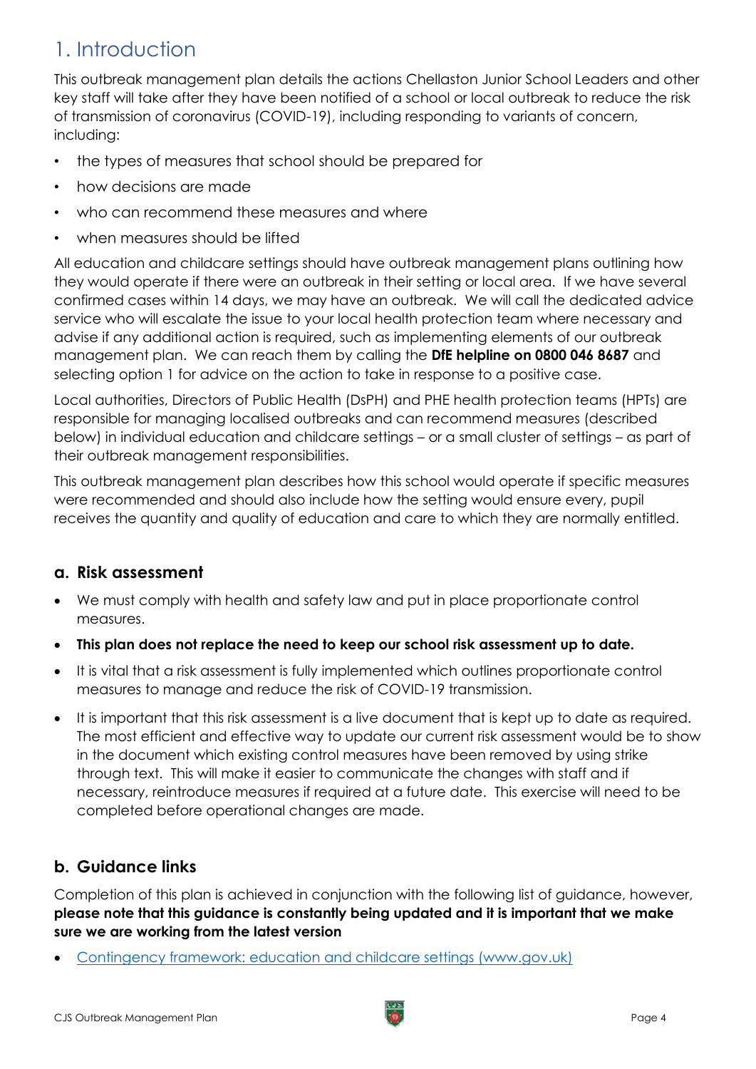# 1. Introduction

This outbreak management plan details the actions Chellaston Junior School Leaders and other key staff will take after they have been notified of a school or local outbreak to reduce the risk of transmission of coronavirus (COVID-19), including responding to variants of concern, including:

- the types of measures that school should be prepared for
- how decisions are made
- who can recommend these measures and where
- when measures should be lifted

All education and childcare settings should have outbreak management plans outlining how they would operate if there were an outbreak in their setting or local area. If we have several confirmed cases within 14 days, we may have an outbreak. We will call the dedicated advice service who will escalate the issue to your local health protection team where necessary and advise if any additional action is required, such as implementing elements of our outbreak management plan. We can reach them by calling the **DfE helpline on 0800 046 8687** and selecting option 1 for advice on the action to take in response to a positive case.

Local authorities, Directors of Public Health (DsPH) and PHE health protection teams (HPTs) are responsible for managing localised outbreaks and can recommend measures (described below) in individual education and childcare settings – or a small cluster of settings – as part of their outbreak management responsibilities.

This outbreak management plan describes how this school would operate if specific measures were recommended and should also include how the setting would ensure every, pupil receives the quantity and quality of education and care to which they are normally entitled.

## a. Risk assessment

- We must comply with health and safety law and put in place proportionate control measures.
- **This plan does not replace the need to keep our school risk assessment up to date.**
- It is vital that a risk assessment is fully implemented which outlines proportionate control measures to manage and reduce the risk of COVID-19 transmission.
- It is important that this risk assessment is a live document that is kept up to date as required. The most efficient and effective way to update our current risk assessment would be to show in the document which existing control measures have been removed by using strike through text. This will make it easier to communicate the changes with staff and if necessary, reintroduce measures if required at a future date. This exercise will need to be completed before operational changes are made.

## b. Guidance links

Completion of this plan is achieved in conjunction with the following list of guidance, however, **please note that this guidance is constantly being updated and it is important that we make sure we are working from the latest version**

- Contingency framework: education and childcare settings (www.gov.uk)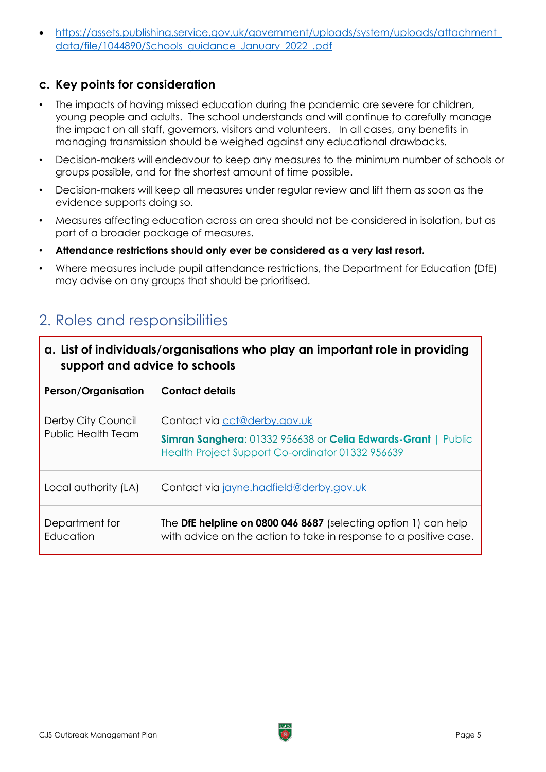- https://assets.publishing.service.gov.uk/government/uploads/system/uploads/attachment_data/file/1044890/Schools_guidance_January_2022_.pdf

### c. Key points for consideration

- The impacts of having missed education during the pandemic are severe for children, young people and adults. The school understands and will continue to carefully manage the impact on all staff, governors, visitors and volunteers. In all cases, any benefits in managing transmission should be weighed against any educational drawbacks.
- Decision-makers will endeavour to keep any measures to the minimum number of schools or groups possible, and for the shortest amount of time possible.
- Decision-makers will keep all measures under regular review and lift them as soon as the evidence supports doing so.
- Measures affecting education across an area should not be considered in isolation, but as part of a broader package of measures.
- **Attendance restrictions should only ever be considered as a very last resort.**
- Where measures include pupil attendance restrictions, the Department for Education (DfE) may advise on any groups that should be prioritised.

## 2. Roles and responsibilities

| **a. List of individuals/organisations who play an important role in providing support and advice to schools** | |
|---|---|
| **Person/Organisation** | **Contact details** |
| Derby City Council Public Health Team | Contact via cct@derby.gov.uk<br>**Simran Sanghera**: 01332 956638 or **Celia Edwards-Grant** \| Public Health Project Support Co-ordinator 01332 956639 |
| Local authority (LA) | Contact via jayne.hadfield@derby.gov.uk |
| Department for Education | The **DfE helpline on 0800 046 8687** (selecting option 1) can help with advice on the action to take in response to a positive case. |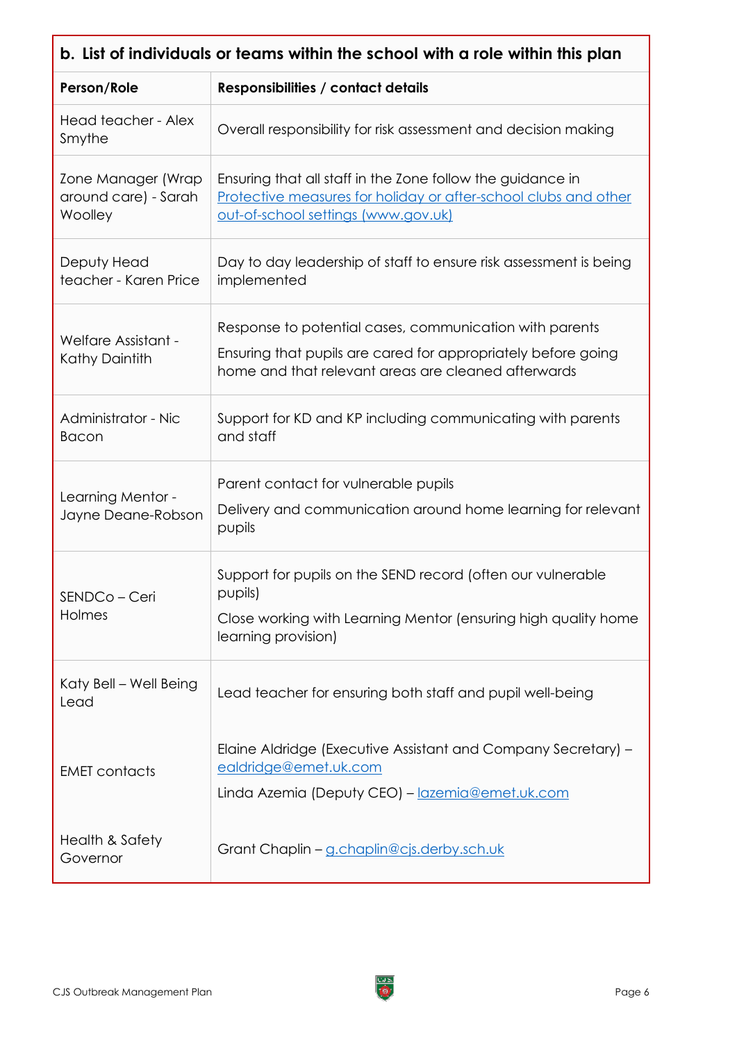| b. List of individuals or teams within the school with a role within this plan | |
|---|---|
| **Person/Role** | **Responsibilities / contact details** |
| Head teacher - Alex Smythe | Overall responsibility for risk assessment and decision making |
| Zone Manager (Wrap around care) - Sarah Woolley | Ensuring that all staff in the Zone follow the guidance in [Protective measures for holiday or after-school clubs and other out-of-school settings (www.gov.uk)](https://www.gov.uk) |
| Deputy Head teacher - Karen Price | Day to day leadership of staff to ensure risk assessment is being implemented |
| Welfare Assistant - Kathy Daintith | Response to potential cases, communication with parents<br>Ensuring that pupils are cared for appropriately before going home and that relevant areas are cleaned afterwards |
| Administrator - Nic Bacon | Support for KD and KP including communicating with parents and staff |
| Learning Mentor - Jayne Deane-Robson | Parent contact for vulnerable pupils<br>Delivery and communication around home learning for relevant pupils |
| SENDCo – Ceri Holmes | Support for pupils on the SEND record (often our vulnerable pupils)<br>Close working with Learning Mentor (ensuring high quality home learning provision) |
| Katy Bell – Well Being Lead | Lead teacher for ensuring both staff and pupil well-being |
| EMET contacts | Elaine Aldridge (Executive Assistant and Company Secretary) – ealdridge@emet.uk.com<br>Linda Azemia (Deputy CEO) – lazemia@emet.uk.com |
| Health & Safety Governor | Grant Chaplin – g.chaplin@cjs.derby.sch.uk |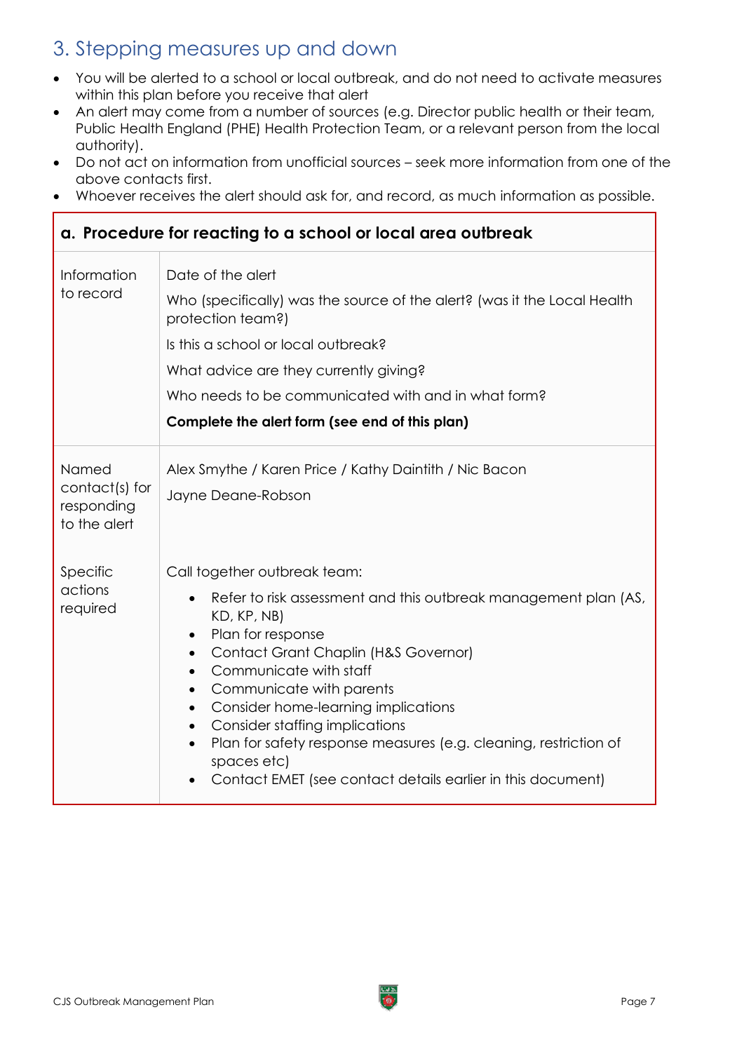## 3. Stepping measures up and down

- You will be alerted to a school or local outbreak, and do not need to activate measures within this plan before you receive that alert
- An alert may come from a number of sources (e.g. Director public health or their team, Public Health England (PHE) Health Protection Team, or a relevant person from the local authority).
- Do not act on information from unofficial sources – seek more information from one of the above contacts first.
- Whoever receives the alert should ask for, and record, as much information as possible.

| **a. Procedure for reacting to a school or local area outbreak** | |
|---|---|
| Information to record | Date of the alert<br><br>Who (specifically) was the source of the alert? (was it the Local Health protection team?)<br><br>Is this a school or local outbreak?<br><br>What advice are they currently giving?<br><br>Who needs to be communicated with and in what form?<br><br>**Complete the alert form (see end of this plan)** |
| Named contact(s) for responding to the alert | Alex Smythe / Karen Price / Kathy Daintith / Nic Bacon<br><br>Jayne Deane-Robson |
| Specific actions required | Call together outbreak team:<br>• Refer to risk assessment and this outbreak management plan (AS, KD, KP, NB)<br>• Plan for response<br>• Contact Grant Chaplin (H&S Governor)<br>• Communicate with staff<br>• Communicate with parents<br>• Consider home-learning implications<br>• Consider staffing implications<br>• Plan for safety response measures (e.g. cleaning, restriction of spaces etc)<br>• Contact EMET (see contact details earlier in this document) |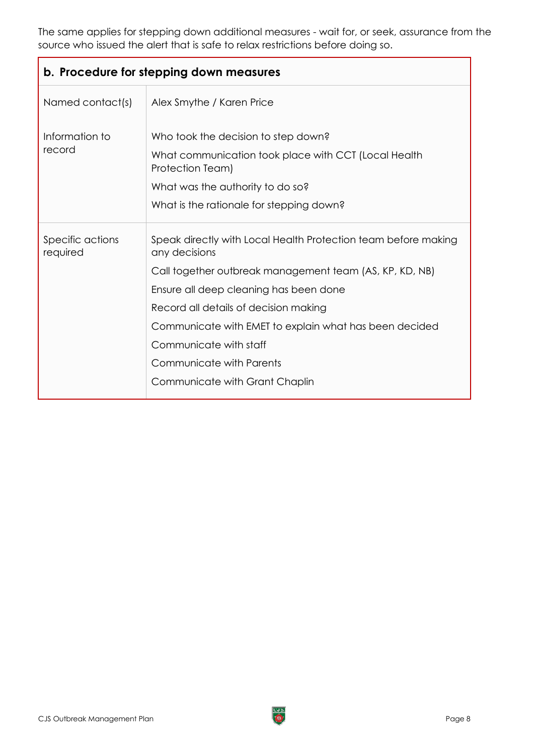The same applies for stepping down additional measures - wait for, or seek, assurance from the source who issued the alert that is safe to relax restrictions before doing so.

| **b. Procedure for stepping down measures** | |
|---|---|
| Named contact(s) | Alex Smythe / Karen Price |
| Information to record | Who took the decision to step down?<br>What communication took place with CCT (Local Health Protection Team)<br>What was the authority to do so?<br>What is the rationale for stepping down? |
| Specific actions required | Speak directly with Local Health Protection team before making any decisions<br>Call together outbreak management team (AS, KP, KD, NB)<br>Ensure all deep cleaning has been done<br>Record all details of decision making<br>Communicate with EMET to explain what has been decided<br>Communicate with staff<br>Communicate with Parents<br>Communicate with Grant Chaplin |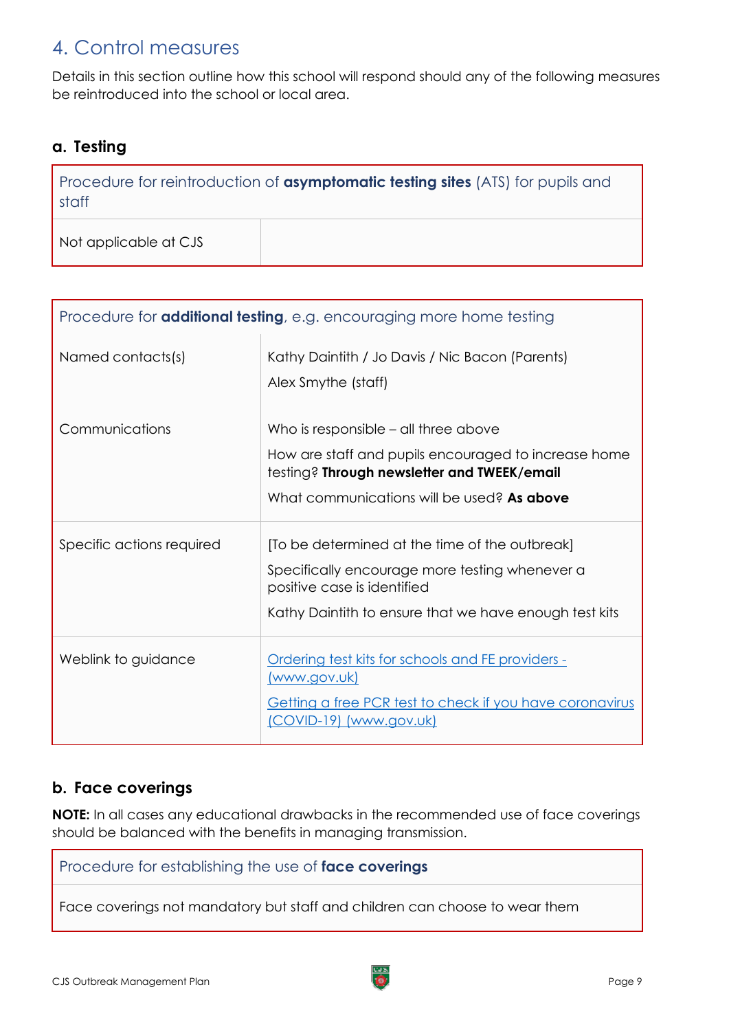## 4. Control measures

Details in this section outline how this school will respond should any of the following measures be reintroduced into the school or local area.

### a. Testing

| Procedure for reintroduction of **asymptomatic testing sites** (ATS) for pupils and staff | |
|---|---|
| Not applicable at CJS | |

| Procedure for **additional testing**, e.g. encouraging more home testing | |
|---|---|
| Named contacts(s) | Kathy Daintith / Jo Davis / Nic Bacon (Parents)<br>Alex Smythe (staff) |
| Communications | Who is responsible – all three above<br>How are staff and pupils encouraged to increase home testing? **Through newsletter and TWEEK/email**<br>What communications will be used? **As above** |
| Specific actions required | [To be determined at the time of the outbreak]<br>Specifically encourage more testing whenever a positive case is identified<br>Kathy Daintith to ensure that we have enough test kits |
| Weblink to guidance | Ordering test kits for schools and FE providers - (www.gov.uk)<br>Getting a free PCR test to check if you have coronavirus (COVID-19) (www.gov.uk) |

### b. Face coverings

**NOTE:** In all cases any educational drawbacks in the recommended use of face coverings should be balanced with the benefits in managing transmission.

| Procedure for establishing the use of **face coverings** |
|---|
| Face coverings not mandatory but staff and children can choose to wear them |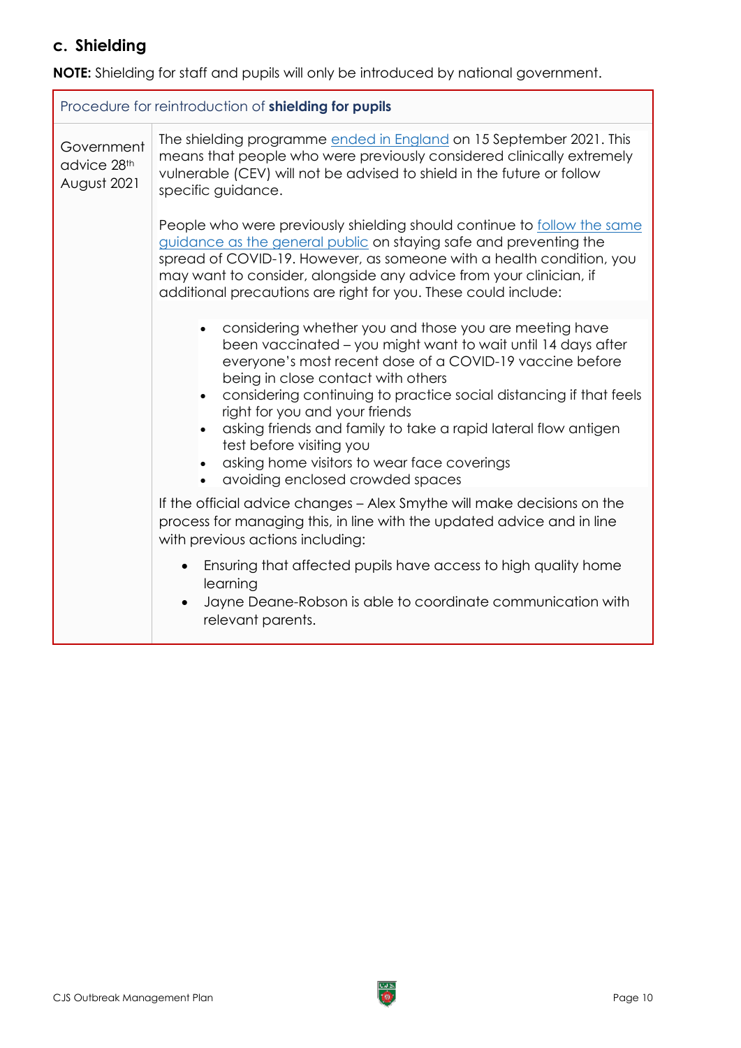### c. Shielding

**NOTE:** Shielding for staff and pupils will only be introduced by national government.

| Procedure for reintroduction of **shielding for pupils** | |
|---|---|
| Government advice 28th August 2021 | The shielding programme ended in England on 15 September 2021. This means that people who were previously considered clinically extremely vulnerable (CEV) will not be advised to shield in the future or follow specific guidance.<br><br>People who were previously shielding should continue to follow the same guidance as the general public on staying safe and preventing the spread of COVID-19. However, as someone with a health condition, you may want to consider, alongside any advice from your clinician, if additional precautions are right for you. These could include:<br><br>• considering whether you and those you are meeting have been vaccinated – you might want to wait until 14 days after everyone's most recent dose of a COVID-19 vaccine before being in close contact with others<br>• considering continuing to practice social distancing if that feels right for you and your friends<br>• asking friends and family to take a rapid lateral flow antigen test before visiting you<br>• asking home visitors to wear face coverings<br>• avoiding enclosed crowded spaces<br><br>If the official advice changes – Alex Smythe will make decisions on the process for managing this, in line with the updated advice and in line with previous actions including:<br><br>• Ensuring that affected pupils have access to high quality home learning<br>• Jayne Deane-Robson is able to coordinate communication with relevant parents. |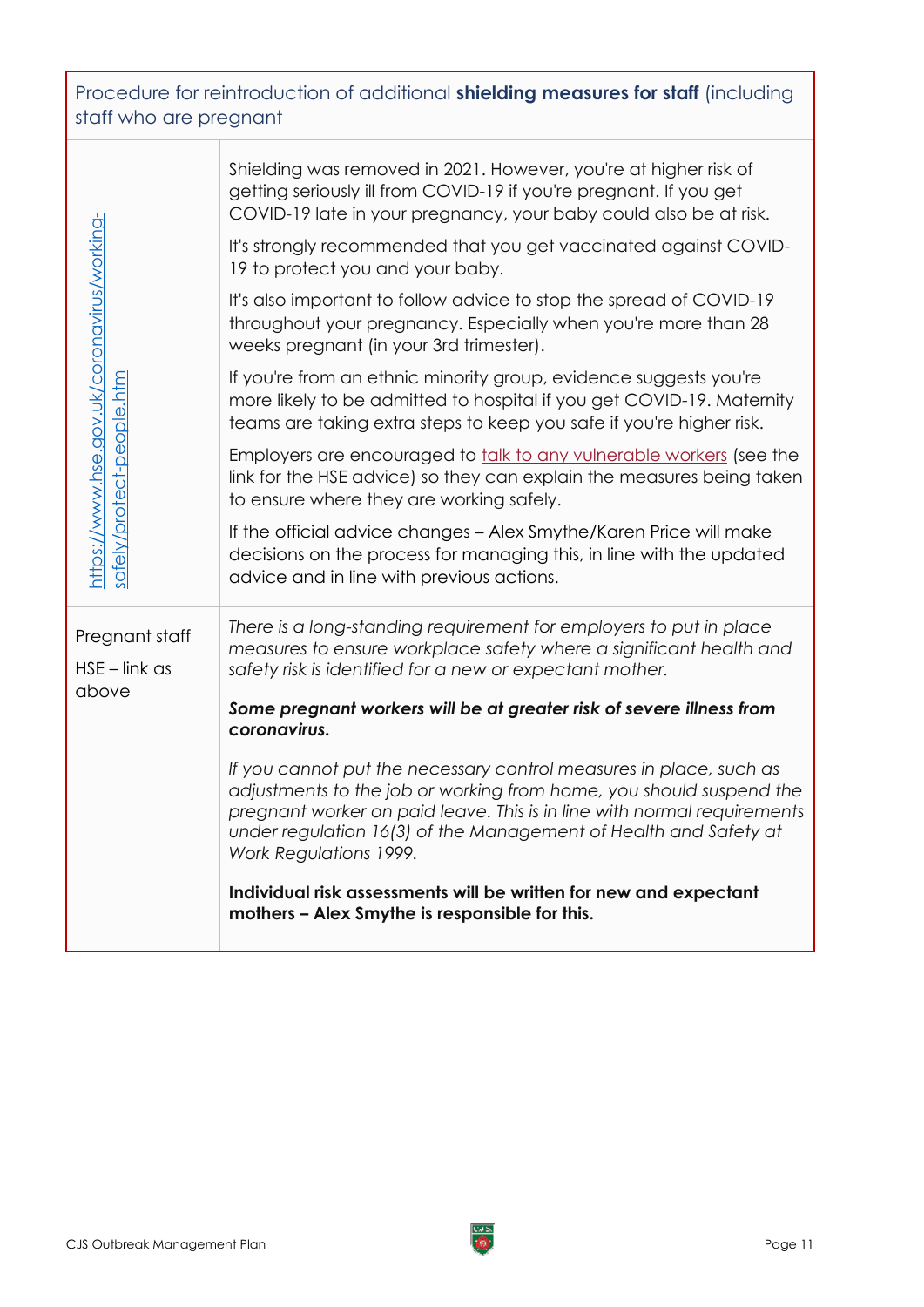| Procedure for reintroduction of additional **shielding measures for staff** (including staff who are pregnant | |
|---|---|
| https://www.hse.gov.uk/coronavirus/working-safely/protect-people.htm | Shielding was removed in 2021. However, you're at higher risk of getting seriously ill from COVID-19 if you're pregnant. If you get COVID-19 late in your pregnancy, your baby could also be at risk.<br><br>It's strongly recommended that you get vaccinated against COVID-19 to protect you and your baby.<br><br>It's also important to follow advice to stop the spread of COVID-19 throughout your pregnancy. Especially when you're more than 28 weeks pregnant (in your 3rd trimester).<br><br>If you're from an ethnic minority group, evidence suggests you're more likely to be admitted to hospital if you get COVID-19. Maternity teams are taking extra steps to keep you safe if you're higher risk.<br><br>Employers are encouraged to talk to any vulnerable workers (see the link for the HSE advice) so they can explain the measures being taken to ensure where they are working safely.<br><br>If the official advice changes – Alex Smythe/Karen Price will make decisions on the process for managing this, in line with the updated advice and in line with previous actions. |
| Pregnant staff<br><br>HSE – link as above | *There is a long-standing requirement for employers to put in place measures to ensure workplace safety where a significant health and safety risk is identified for a new or expectant mother.*<br><br>***Some pregnant workers will be at greater risk of severe illness from coronavirus.***<br><br>*If you cannot put the necessary control measures in place, such as adjustments to the job or working from home, you should suspend the pregnant worker on paid leave. This is in line with normal requirements under regulation 16(3) of the Management of Health and Safety at Work Regulations 1999.*<br><br>**Individual risk assessments will be written for new and expectant mothers – Alex Smythe is responsible for this.** |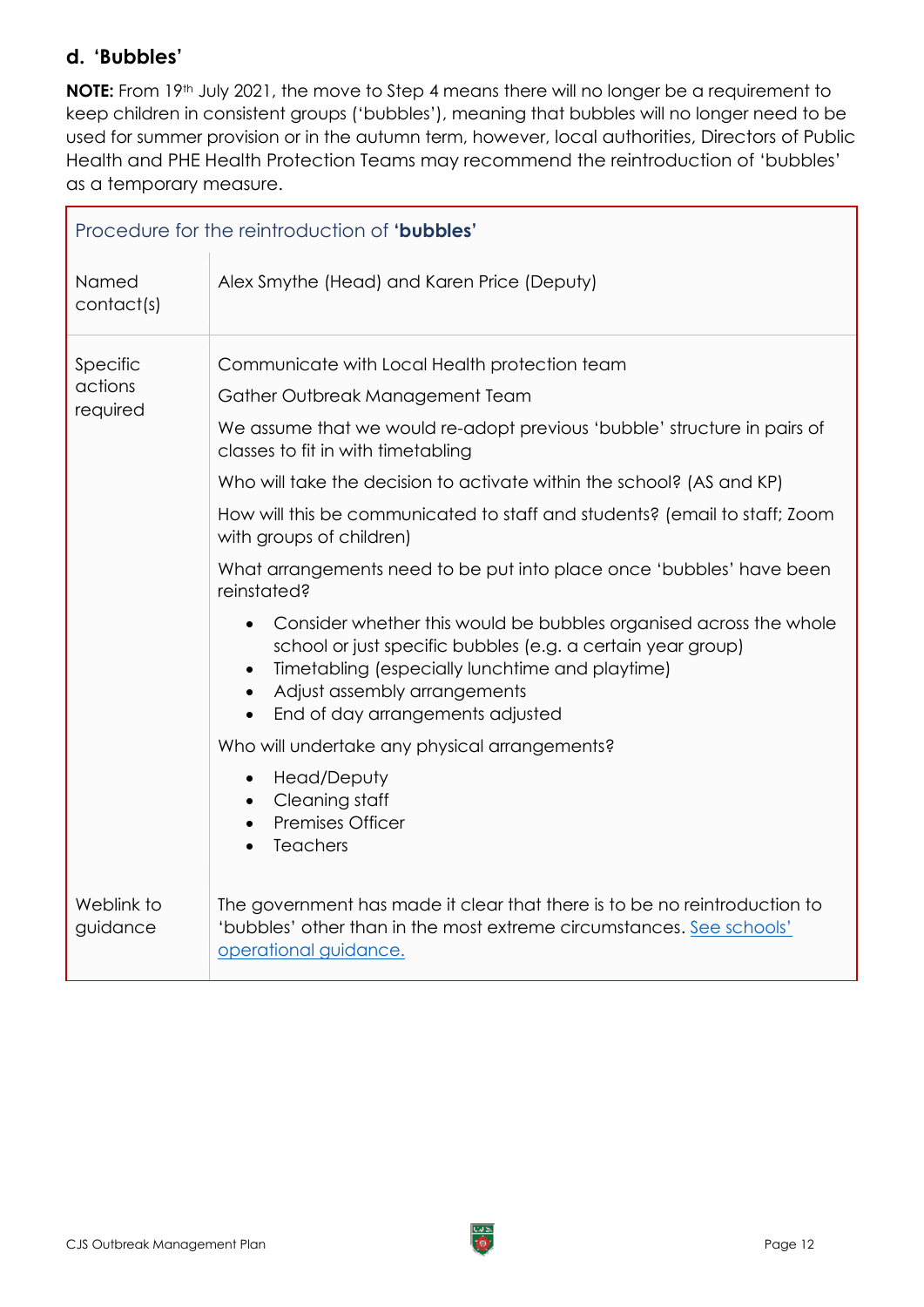## d. 'Bubbles'

**NOTE:** From 19th July 2021, the move to Step 4 means there will no longer be a requirement to keep children in consistent groups ('bubbles'), meaning that bubbles will no longer need to be used for summer provision or in the autumn term, however, local authorities, Directors of Public Health and PHE Health Protection Teams may recommend the reintroduction of 'bubbles' as a temporary measure.

| Procedure for the reintroduction of **'bubbles'** | |
|---|---|
| Named contact(s) | Alex Smythe (Head) and Karen Price (Deputy) |
| Specific actions required | Communicate with Local Health protection team<br><br>Gather Outbreak Management Team<br><br>We assume that we would re-adopt previous 'bubble' structure in pairs of classes to fit in with timetabling<br><br>Who will take the decision to activate within the school? (AS and KP)<br><br>How will this be communicated to staff and students? (email to staff; Zoom with groups of children)<br><br>What arrangements need to be put into place once 'bubbles' have been reinstated?<br><br>• Consider whether this would be bubbles organised across the whole school or just specific bubbles (e.g. a certain year group)<br>• Timetabling (especially lunchtime and playtime)<br>• Adjust assembly arrangements<br>• End of day arrangements adjusted<br><br>Who will undertake any physical arrangements?<br><br>• Head/Deputy<br>• Cleaning staff<br>• Premises Officer<br>• Teachers |
| Weblink to guidance | The government has made it clear that there is to be no reintroduction to 'bubbles' other than in the most extreme circumstances. See schools' operational guidance. |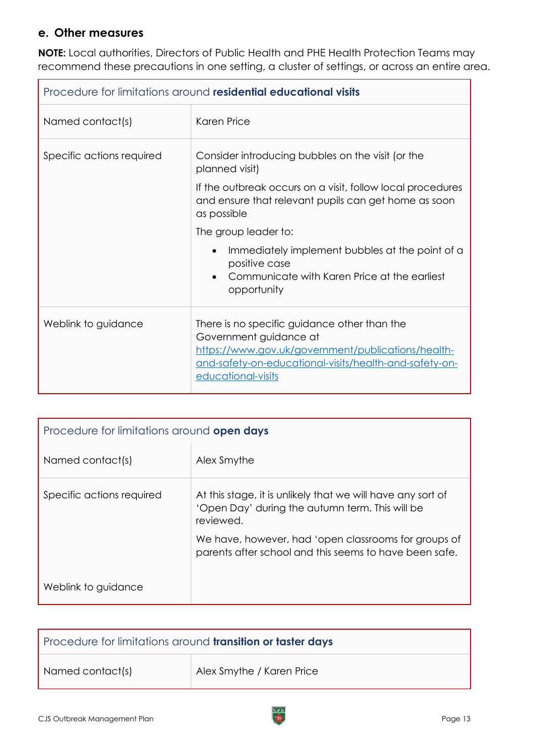## e. Other measures

**NOTE:** Local authorities, Directors of Public Health and PHE Health Protection Teams may recommend these precautions in one setting, a cluster of settings, or across an entire area.

| Procedure for limitations around **residential educational visits** | |
|---|---|
| Named contact(s) | Karen Price |
| Specific actions required | Consider introducing bubbles on the visit (or the planned visit)<br><br>If the outbreak occurs on a visit, follow local procedures and ensure that relevant pupils can get home as soon as possible<br><br>The group leader to:<br>• Immediately implement bubbles at the point of a positive case<br>• Communicate with Karen Price at the earliest opportunity |
| Weblink to guidance | There is no specific guidance other than the Government guidance at https://www.gov.uk/government/publications/health-and-safety-on-educational-visits/health-and-safety-on-educational-visits |

| Procedure for limitations around **open days** | |
|---|---|
| Named contact(s) | Alex Smythe |
| Specific actions required | At this stage, it is unlikely that we will have any sort of 'Open Day' during the autumn term. This will be reviewed.<br><br>We have, however, had 'open classrooms for groups of parents after school and this seems to have been safe. |
| Weblink to guidance | |

| Procedure for limitations around **transition or taster days** | |
|---|---|
| Named contact(s) | Alex Smythe / Karen Price |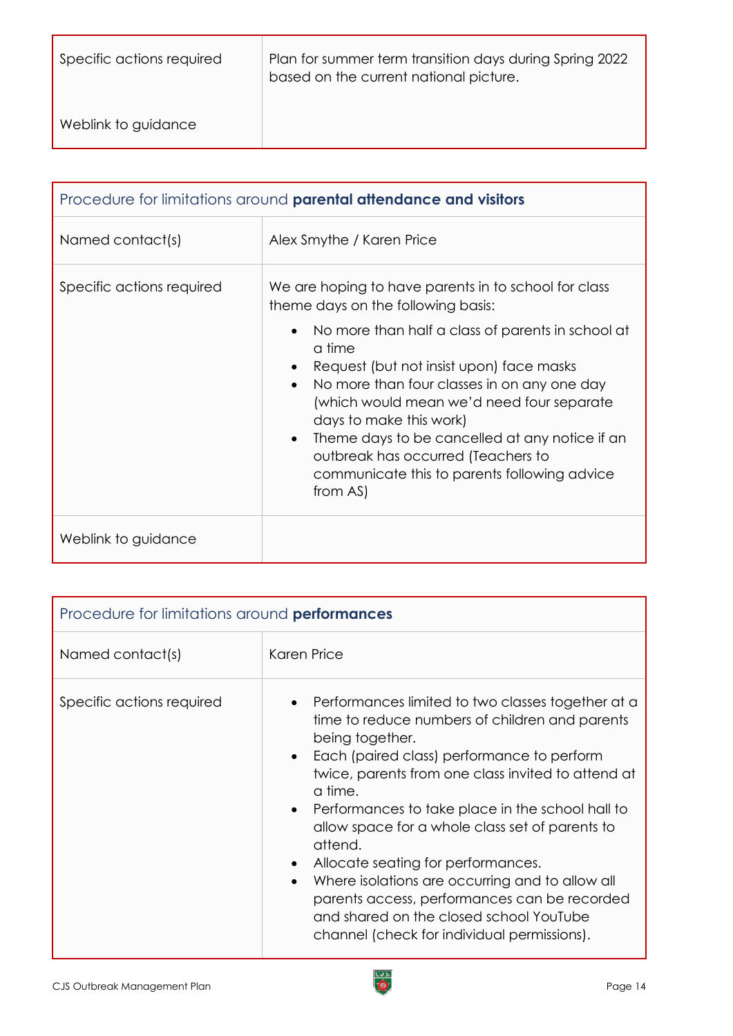| | |
|---|---|
| Specific actions required | Plan for summer term transition days during Spring 2022 based on the current national picture. |
| Weblink to guidance | |

| Procedure for limitations around **parental attendance and visitors** | |
|---|---|
| Named contact(s) | Alex Smythe / Karen Price |
| Specific actions required | We are hoping to have parents in to school for class theme days on the following basis:<br>• No more than half a class of parents in school at a time<br>• Request (but not insist upon) face masks<br>• No more than four classes in on any one day (which would mean we'd need four separate days to make this work)<br>• Theme days to be cancelled at any notice if an outbreak has occurred (Teachers to communicate this to parents following advice from AS) |
| Weblink to guidance | |

| Procedure for limitations around **performances** | |
|---|---|
| Named contact(s) | Karen Price |
| Specific actions required | • Performances limited to two classes together at a time to reduce numbers of children and parents being together.<br>• Each (paired class) performance to perform twice, parents from one class invited to attend at a time.<br>• Performances to take place in the school hall to allow space for a whole class set of parents to attend.<br>• Allocate seating for performances.<br>• Where isolations are occurring and to allow all parents access, performances can be recorded and shared on the closed school YouTube channel (check for individual permissions). |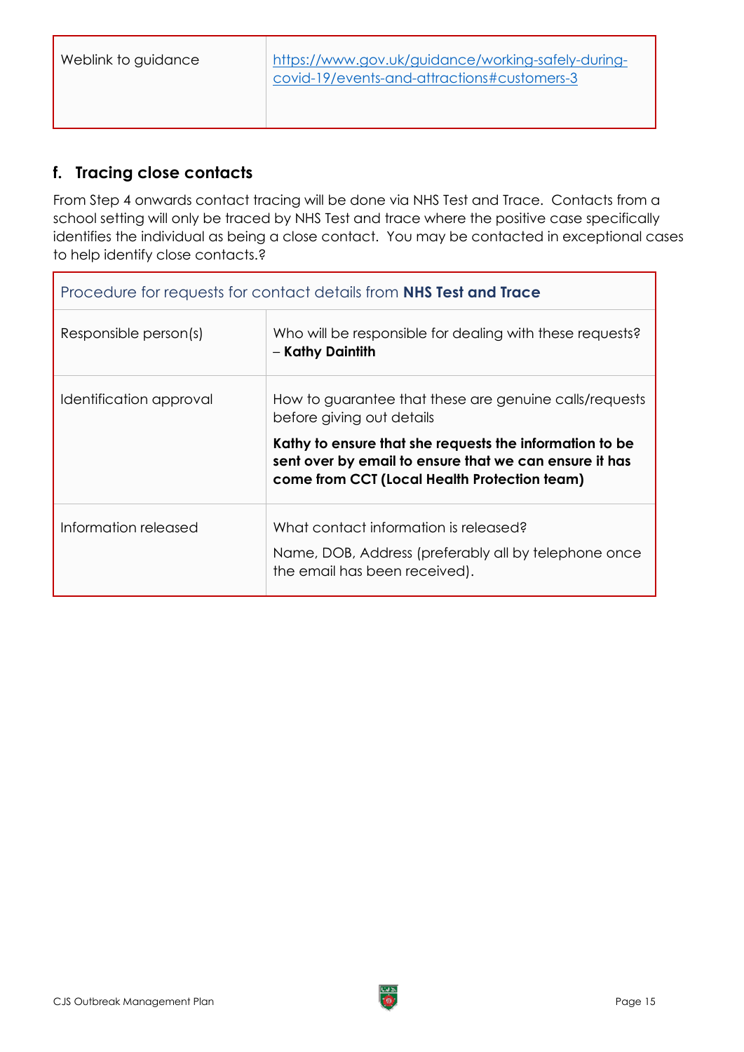| Weblink to guidance | https://www.gov.uk/guidance/working-safely-during-covid-19/events-and-attractions#customers-3 |
|---|---|

## f. Tracing close contacts

From Step 4 onwards contact tracing will be done via NHS Test and Trace. Contacts from a school setting will only be traced by NHS Test and trace where the positive case specifically identifies the individual as being a close contact. You may be contacted in exceptional cases to help identify close contacts.?

| Procedure for requests for contact details from **NHS Test and Trace** | |
|---|---|
| Responsible person(s) | Who will be responsible for dealing with these requests? – **Kathy Daintith** |
| Identification approval | How to guarantee that these are genuine calls/requests before giving out details<br><br>**Kathy to ensure that she requests the information to be sent over by email to ensure that we can ensure it has come from CCT (Local Health Protection team)** |
| Information released | What contact information is released?<br><br>Name, DOB, Address (preferably all by telephone once the email has been received). |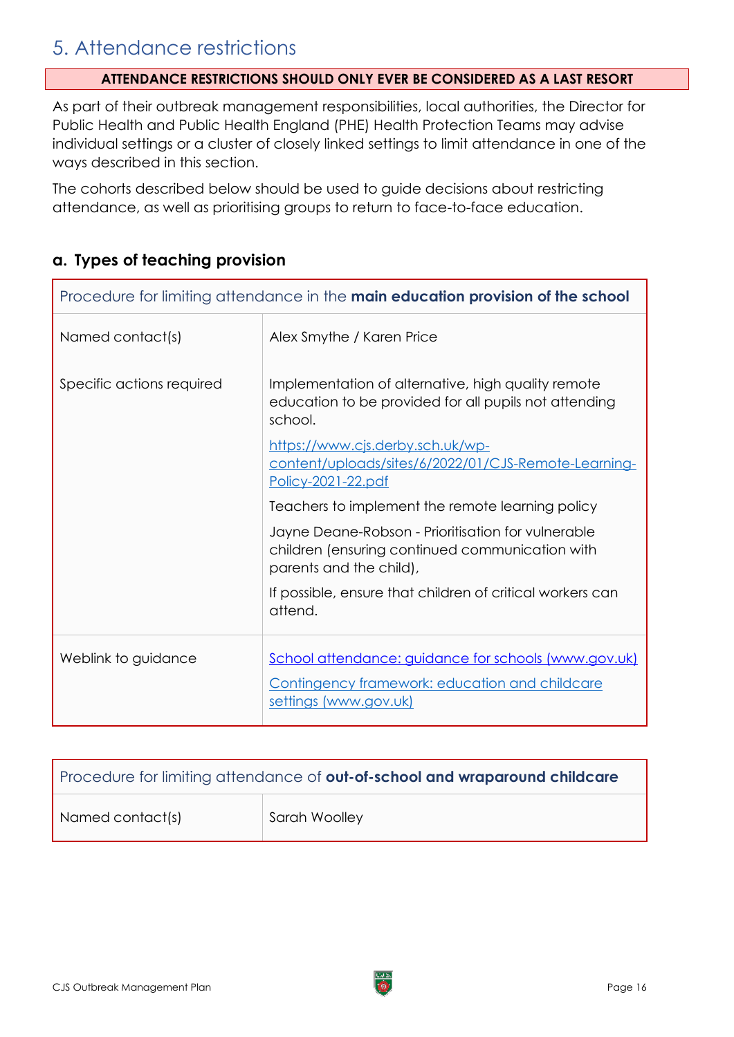# 5. Attendance restrictions

**ATTENDANCE RESTRICTIONS SHOULD ONLY EVER BE CONSIDERED AS A LAST RESORT**

As part of their outbreak management responsibilities, local authorities, the Director for Public Health and Public Health England (PHE) Health Protection Teams may advise individual settings or a cluster of closely linked settings to limit attendance in one of the ways described in this section.

The cohorts described below should be used to guide decisions about restricting attendance, as well as prioritising groups to return to face-to-face education.

## a. Types of teaching provision

| Procedure for limiting attendance in the **main education provision of the school** | |
|---|---|
| Named contact(s) | Alex Smythe / Karen Price |
| Specific actions required | Implementation of alternative, high quality remote education to be provided for all pupils not attending school.<br>[https://www.cjs.derby.sch.uk/wp-content/uploads/sites/6/2022/01/CJS-Remote-Learning-Policy-2021-22.pdf](https://www.cjs.derby.sch.uk/wp-content/uploads/sites/6/2022/01/CJS-Remote-Learning-Policy-2021-22.pdf)<br>Teachers to implement the remote learning policy<br>Jayne Deane-Robson - Prioritisation for vulnerable children (ensuring continued communication with parents and the child),<br>If possible, ensure that children of critical workers can attend. |
| Weblink to guidance | School attendance: guidance for schools (www.gov.uk)<br>Contingency framework: education and childcare settings (www.gov.uk) |

| Procedure for limiting attendance of **out-of-school and wraparound childcare** | |
|---|---|
| Named contact(s) | Sarah Woolley |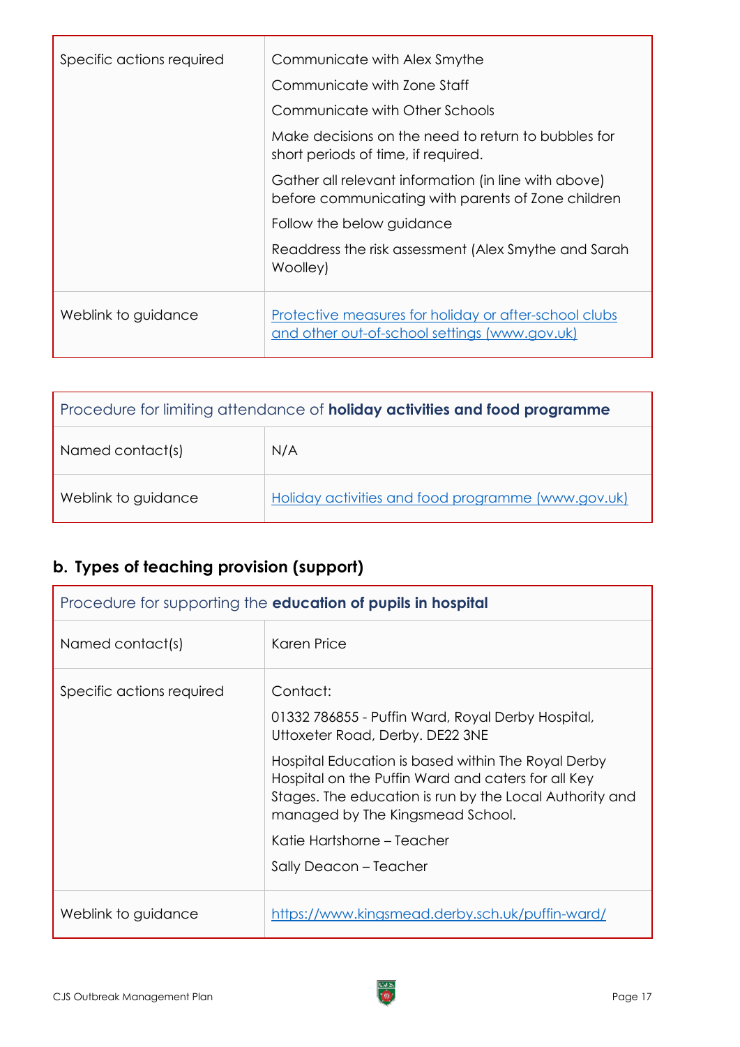| | |
|---|---|
| Specific actions required | Communicate with Alex Smythe<br>Communicate with Zone Staff<br>Communicate with Other Schools<br>Make decisions on the need to return to bubbles for short periods of time, if required.<br>Gather all relevant information (in line with above) before communicating with parents of Zone children<br>Follow the below guidance<br>Readdress the risk assessment (Alex Smythe and Sarah Woolley) |
| Weblink to guidance | [Protective measures for holiday or after-school clubs and other out-of-school settings (www.gov.uk)](https://www.gov.uk) |

| Procedure for limiting attendance of **holiday activities and food programme** | |
|---|---|
| Named contact(s) | N/A |
| Weblink to guidance | [Holiday activities and food programme (www.gov.uk)](https://www.gov.uk) |

## b. Types of teaching provision (support)

| Procedure for supporting the **education of pupils in hospital** | |
|---|---|
| Named contact(s) | Karen Price |
| Specific actions required | Contact:<br>01332 786855 - Puffin Ward, Royal Derby Hospital, Uttoxeter Road, Derby. DE22 3NE<br>Hospital Education is based within The Royal Derby Hospital on the Puffin Ward and caters for all Key Stages. The education is run by the Local Authority and managed by The Kingsmead School.<br>Katie Hartshorne – Teacher<br>Sally Deacon – Teacher |
| Weblink to guidance | [https://www.kingsmead.derby.sch.uk/puffin-ward/](https://www.kingsmead.derby.sch.uk/puffin-ward/) |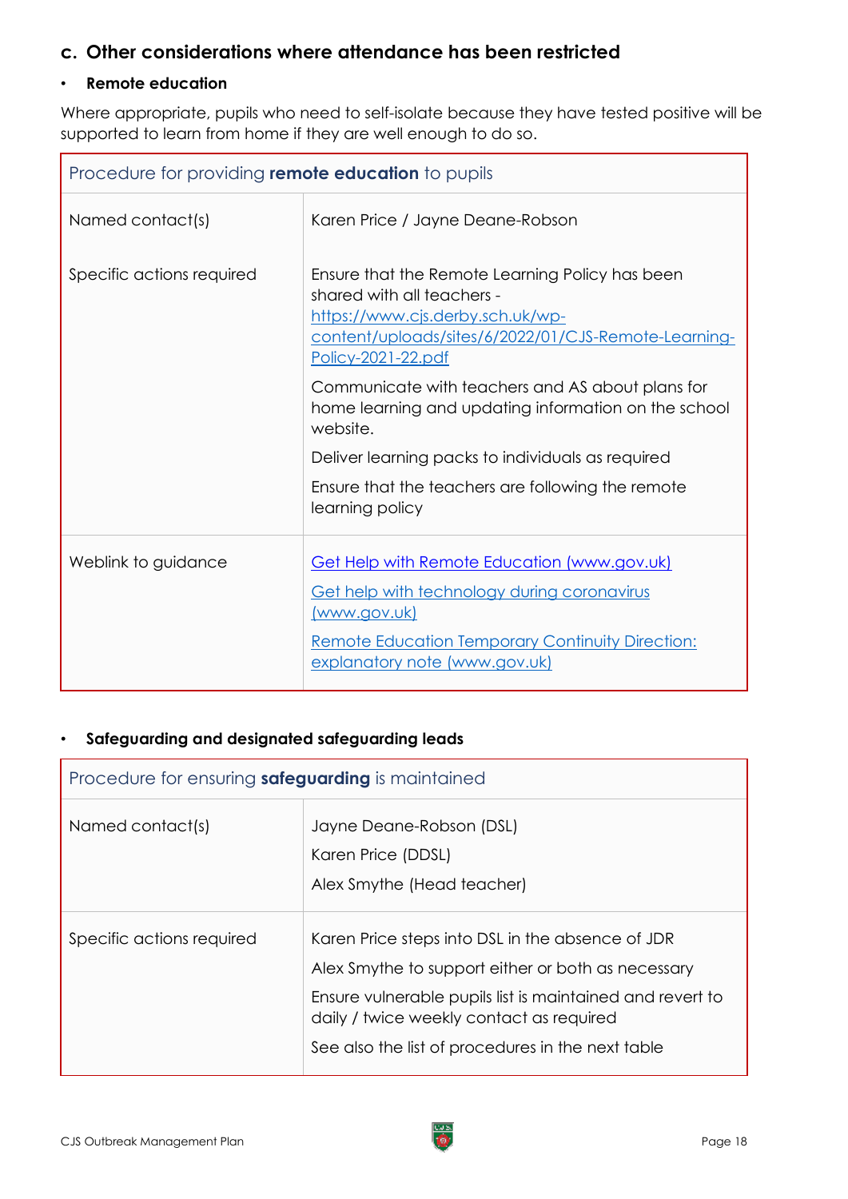## c. Other considerations where attendance has been restricted

- **Remote education**

Where appropriate, pupils who need to self-isolate because they have tested positive will be supported to learn from home if they are well enough to do so.

| Procedure for providing **remote education** to pupils | |
|---|---|
| Named contact(s) | Karen Price / Jayne Deane-Robson |
| Specific actions required | Ensure that the Remote Learning Policy has been shared with all teachers - https://www.cjs.derby.sch.uk/wp-content/uploads/sites/6/2022/01/CJS-Remote-Learning-Policy-2021-22.pdf<br><br>Communicate with teachers and AS about plans for home learning and updating information on the school website.<br><br>Deliver learning packs to individuals as required<br><br>Ensure that the teachers are following the remote learning policy |
| Weblink to guidance | Get Help with Remote Education (www.gov.uk)<br><br>Get help with technology during coronavirus (www.gov.uk)<br><br>Remote Education Temporary Continuity Direction: explanatory note (www.gov.uk) |

- **Safeguarding and designated safeguarding leads**

| Procedure for ensuring **safeguarding** is maintained | |
|---|---|
| Named contact(s) | Jayne Deane-Robson (DSL)<br><br>Karen Price (DDSL)<br><br>Alex Smythe (Head teacher) |
| Specific actions required | Karen Price steps into DSL in the absence of JDR<br><br>Alex Smythe to support either or both as necessary<br><br>Ensure vulnerable pupils list is maintained and revert to daily / twice weekly contact as required<br><br>See also the list of procedures in the next table |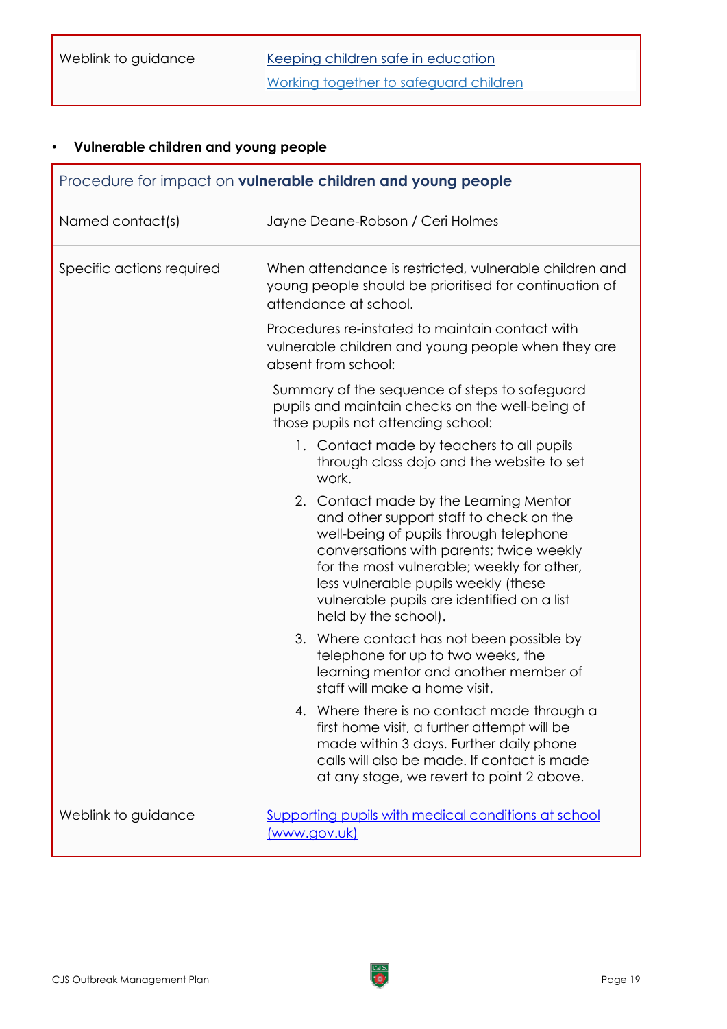| Weblink to guidance | [Keeping children safe in education](#)<br>[Working together to safeguard children](#) |
|---|---|

- **Vulnerable children and young people**

| Procedure for impact on **vulnerable children and young people** | |
|---|---|
| Named contact(s) | Jayne Deane-Robson / Ceri Holmes |
| Specific actions required | When attendance is restricted, vulnerable children and young people should be prioritised for continuation of attendance at school.<br><br>Procedures re-instated to maintain contact with vulnerable children and young people when they are absent from school:<br><br>Summary of the sequence of steps to safeguard pupils and maintain checks on the well-being of those pupils not attending school:<br><br>1. Contact made by teachers to all pupils through class dojo and the website to set work.<br>2. Contact made by the Learning Mentor and other support staff to check on the well-being of pupils through telephone conversations with parents; twice weekly for the most vulnerable; weekly for other, less vulnerable pupils weekly (these vulnerable pupils are identified on a list held by the school).<br>3. Where contact has not been possible by telephone for up to two weeks, the learning mentor and another member of staff will make a home visit.<br>4. Where there is no contact made through a first home visit, a further attempt will be made within 3 days. Further daily phone calls will also be made. If contact is made at any stage, we revert to point 2 above. |
| Weblink to guidance | [Supporting pupils with medical conditions at school (www.gov.uk)](#) |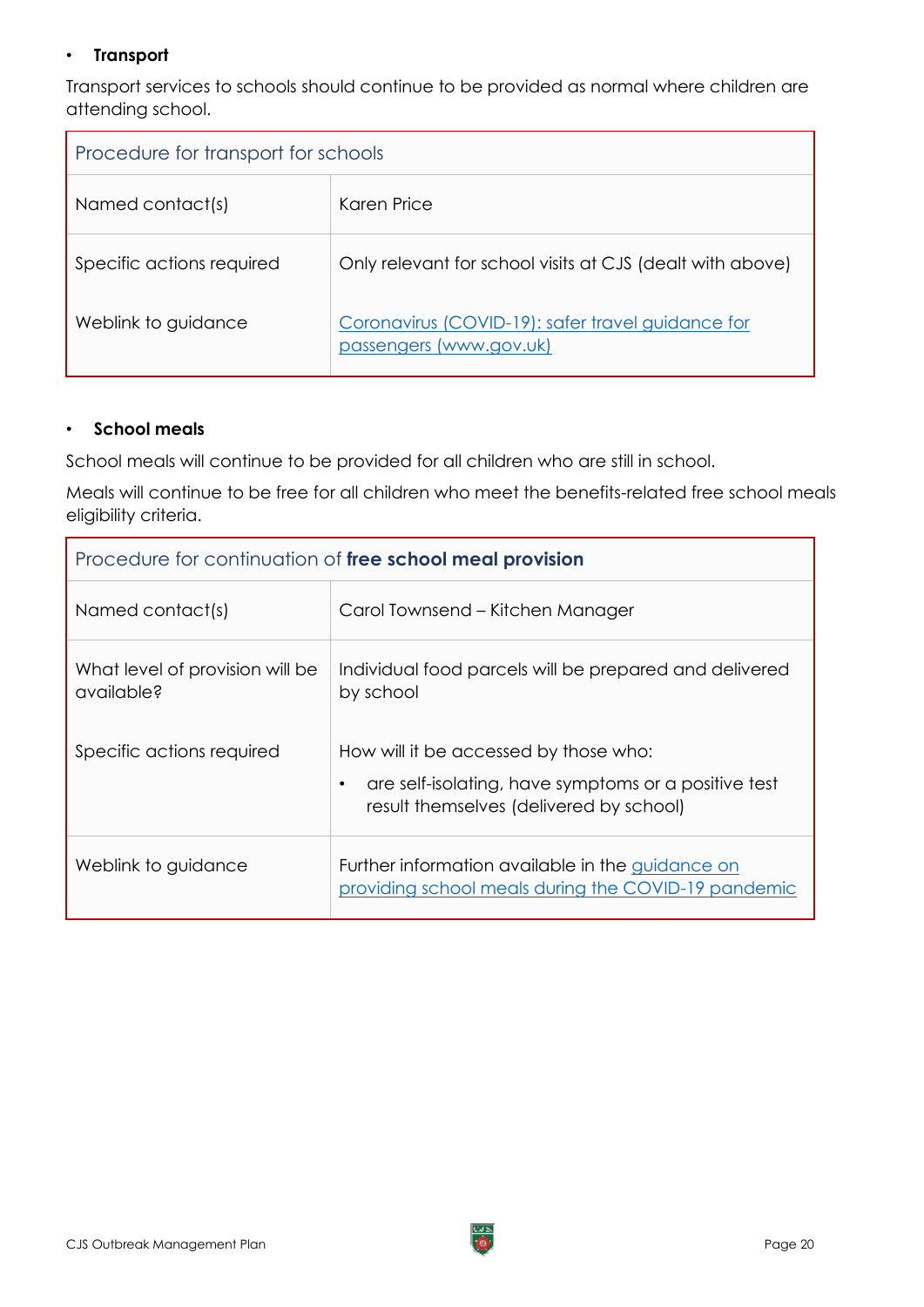- **Transport**

Transport services to schools should continue to be provided as normal where children are attending school.

| Procedure for transport for schools | |
|---|---|
| Named contact(s) | Karen Price |
| Specific actions required | Only relevant for school visits at CJS (dealt with above) |
| Weblink to guidance | [Coronavirus (COVID-19): safer travel guidance for passengers (www.gov.uk)]() |

- **School meals**

School meals will continue to be provided for all children who are still in school.

Meals will continue to be free for all children who meet the benefits-related free school meals eligibility criteria.

| Procedure for continuation of **free school meal provision** | |
|---|---|
| Named contact(s) | Carol Townsend – Kitchen Manager |
| What level of provision will be available? | Individual food parcels will be prepared and delivered by school |
| Specific actions required | How will it be accessed by those who:<br>• are self-isolating, have symptoms or a positive test result themselves (delivered by school) |
| Weblink to guidance | Further information available in the [guidance on providing school meals during the COVID-19 pandemic]() |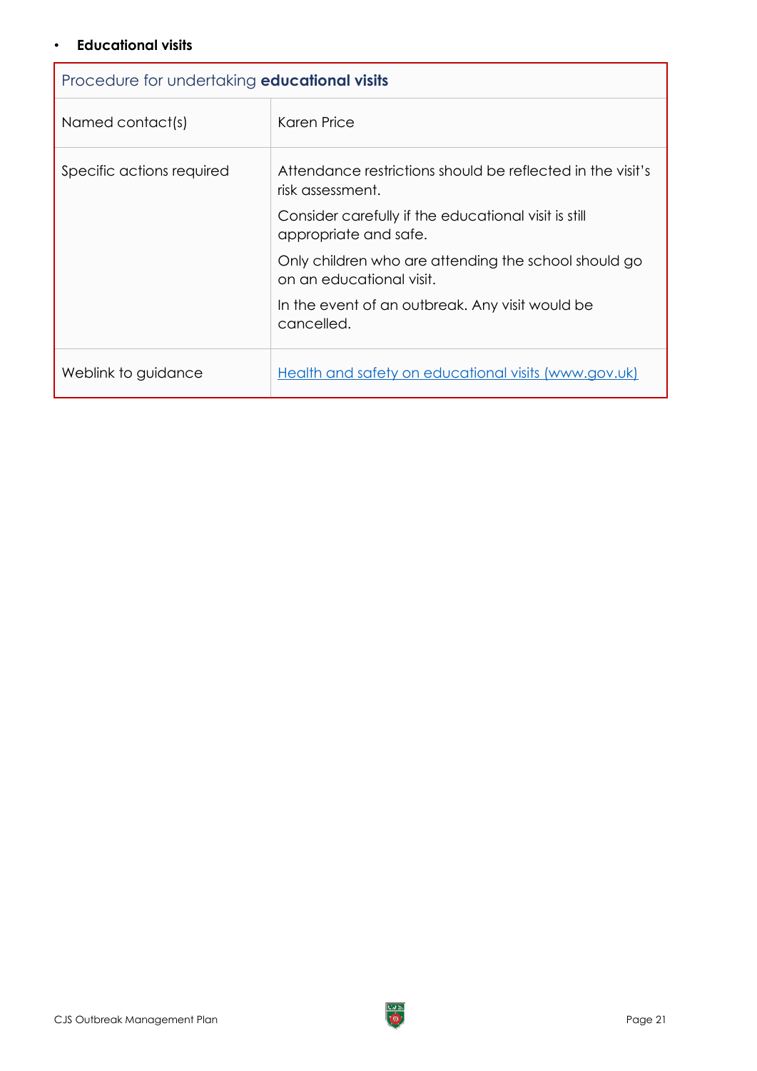- **Educational visits**

| Procedure for undertaking **educational visits** | |
|---|---|
| Named contact(s) | Karen Price |
| Specific actions required | Attendance restrictions should be reflected in the visit's risk assessment.<br><br>Consider carefully if the educational visit is still appropriate and safe.<br><br>Only children who are attending the school should go on an educational visit.<br><br>In the event of an outbreak. Any visit would be cancelled. |
| Weblink to guidance | [Health and safety on educational visits (www.gov.uk)](https://www.gov.uk) |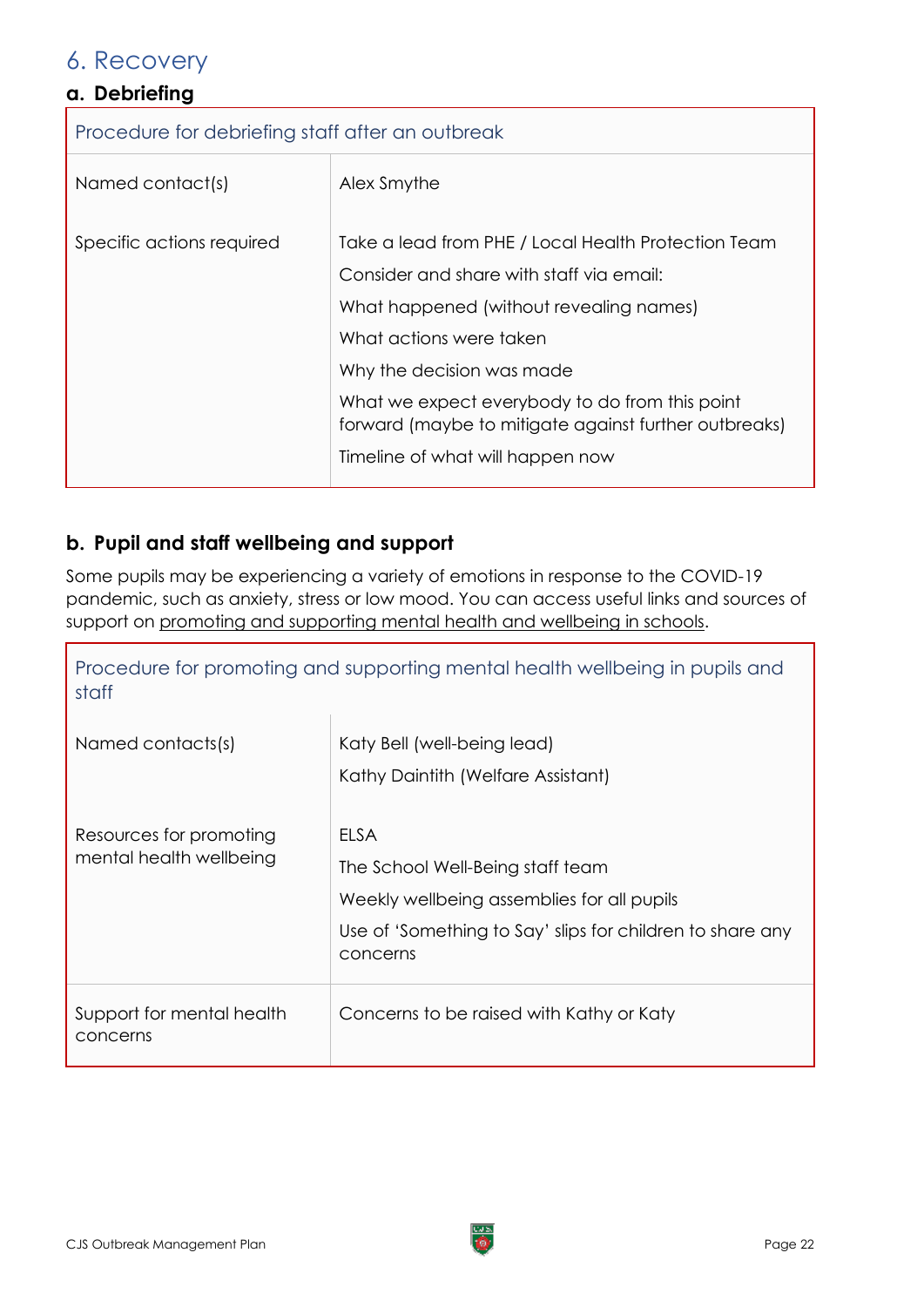## 6. Recovery

### a. Debriefing

| Procedure for debriefing staff after an outbreak | |
|---|---|
| Named contact(s) | Alex Smythe |
| Specific actions required | Take a lead from PHE / Local Health Protection Team<br>Consider and share with staff via email:<br>What happened (without revealing names)<br>What actions were taken<br>Why the decision was made<br>What we expect everybody to do from this point forward (maybe to mitigate against further outbreaks)<br>Timeline of what will happen now |

### b. Pupil and staff wellbeing and support

Some pupils may be experiencing a variety of emotions in response to the COVID-19 pandemic, such as anxiety, stress or low mood. You can access useful links and sources of support on promoting and supporting mental health and wellbeing in schools.

| Procedure for promoting and supporting mental health wellbeing in pupils and staff | |
|---|---|
| Named contacts(s) | Katy Bell (well-being lead)<br>Kathy Daintith (Welfare Assistant) |
| Resources for promoting mental health wellbeing | ELSA<br>The School Well-Being staff team<br>Weekly wellbeing assemblies for all pupils<br>Use of 'Something to Say' slips for children to share any concerns |
| Support for mental health concerns | Concerns to be raised with Kathy or Katy |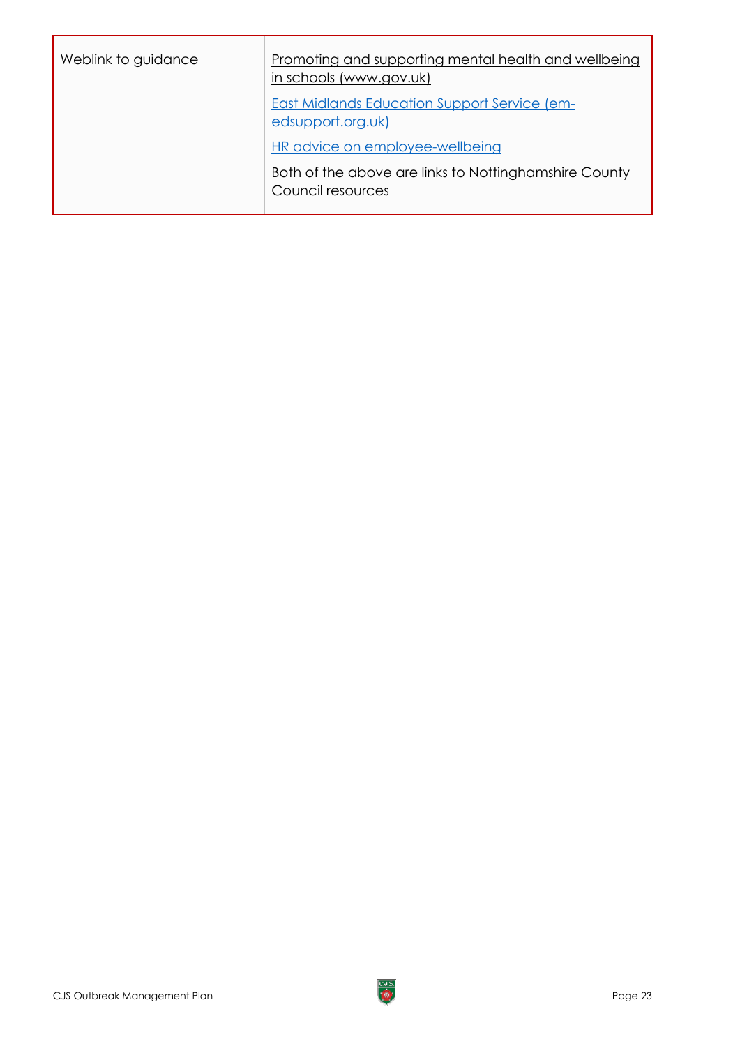| | |
|---|---|
| Weblink to guidance | Promoting and supporting mental health and wellbeing in schools (www.gov.uk)<br><br>East Midlands Education Support Service (em-edsupport.org.uk)<br><br>HR advice on employee-wellbeing<br><br>Both of the above are links to Nottinghamshire County Council resources |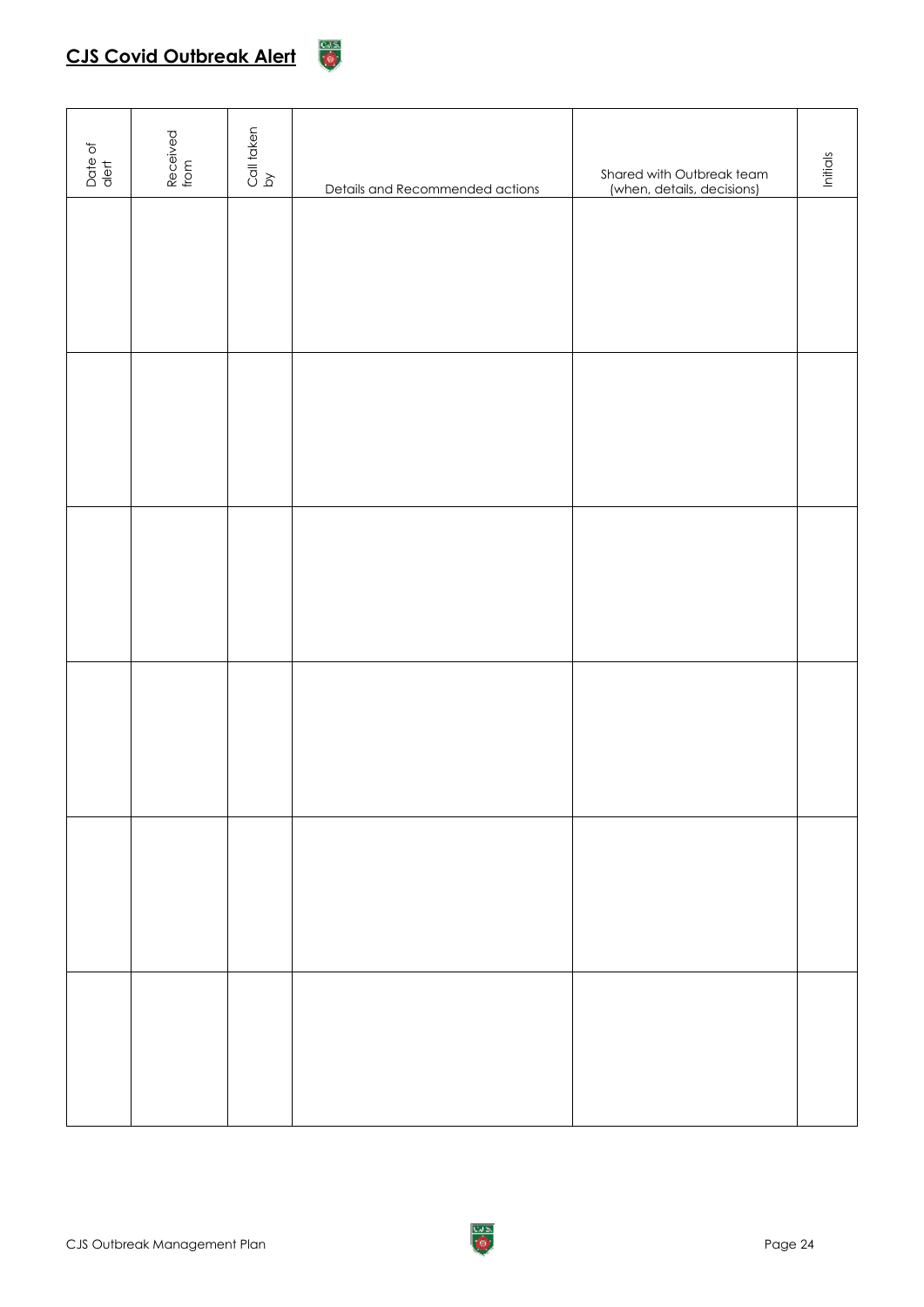## **CJS Covid Outbreak Alert**

| Date of alert | Received from | Call taken by | Details and Recommended actions | Shared with Outbreak team (when, details, decisions) | Initials |
|---|---|---|---|---|---|
| | | | | | |
| | | | | | |
| | | | | | |
| | | | | | |
| | | | | | |
| | | | | | |